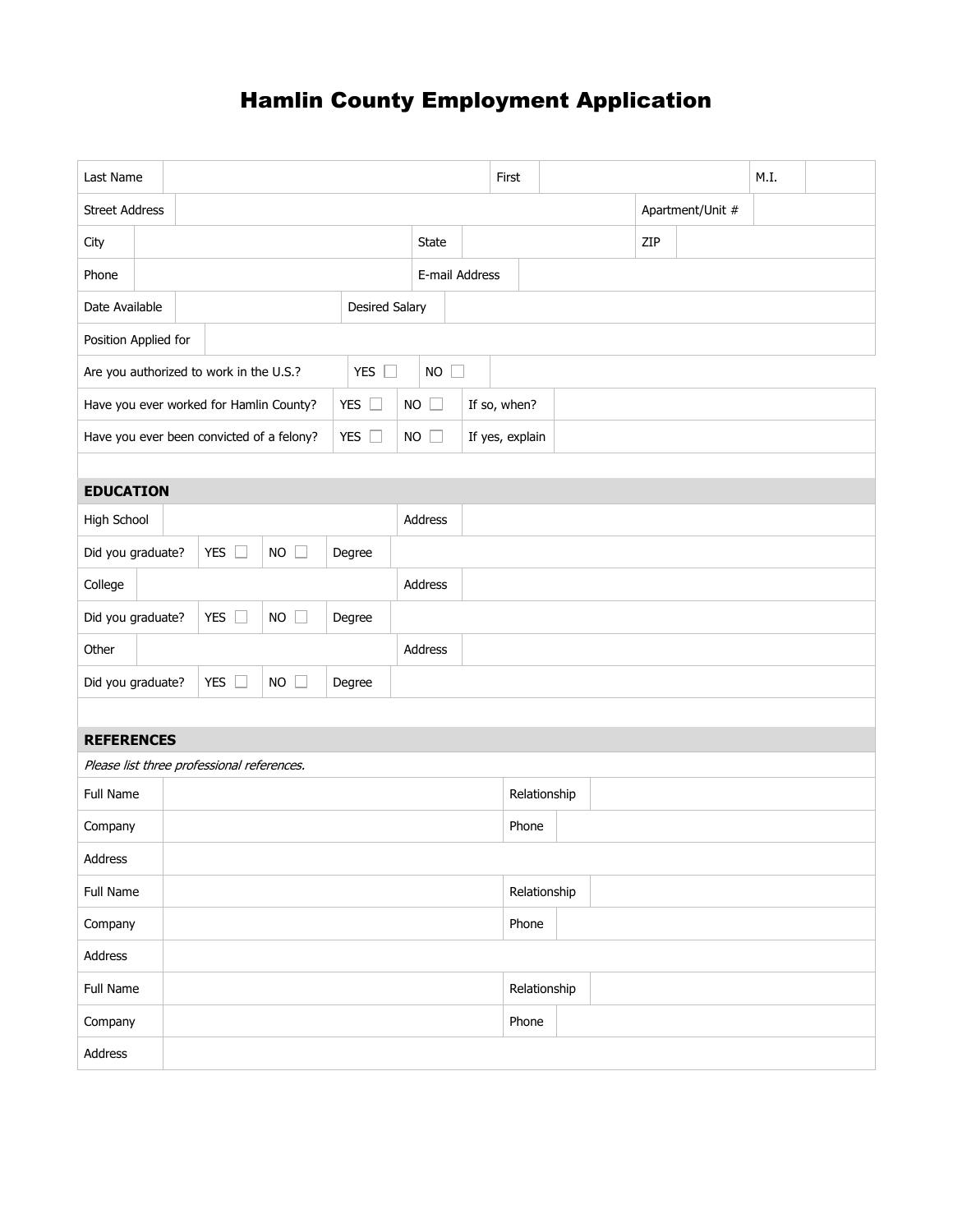# Hamlin County Employment Application

| | | | | | |
|---|---|---|---|---|---|
| Last Name | | First | | M.I. | |
| Street Address | | | | Apartment/Unit # | |
| City | | State | | ZIP | |
| Phone | | E-mail Address | | | |
| Date Available | | Desired Salary | | | |
| Position Applied for | | | | | |

| | | | | |
|---|---|---|---|---|
| Are you authorized to work in the U.S.? | YES ☐ | NO ☐ | | |
| Have you ever worked for Hamlin County? | YES ☐ | NO ☐ | If so, when? | |
| Have you ever been convicted of a felony? | YES ☐ | NO ☐ | If yes, explain | |

## EDUCATION

| | | | | |
|---|---|---|---|---|
| High School | | | Address | |
| Did you graduate? | YES ☐ | NO ☐ | Degree | |
| College | | | Address | |
| Did you graduate? | YES ☐ | NO ☐ | Degree | |
| Other | | | Address | |
| Did you graduate? | YES ☐ | NO ☐ | Degree | |

## REFERENCES

*Please list three professional references.*

| | | | |
|---|---|---|---|
| Full Name | | Relationship | |
| Company | | Phone | |
| Address | | | |
| Full Name | | Relationship | |
| Company | | Phone | |
| Address | | | |
| Full Name | | Relationship | |
| Company | | Phone | |
| Address | | | |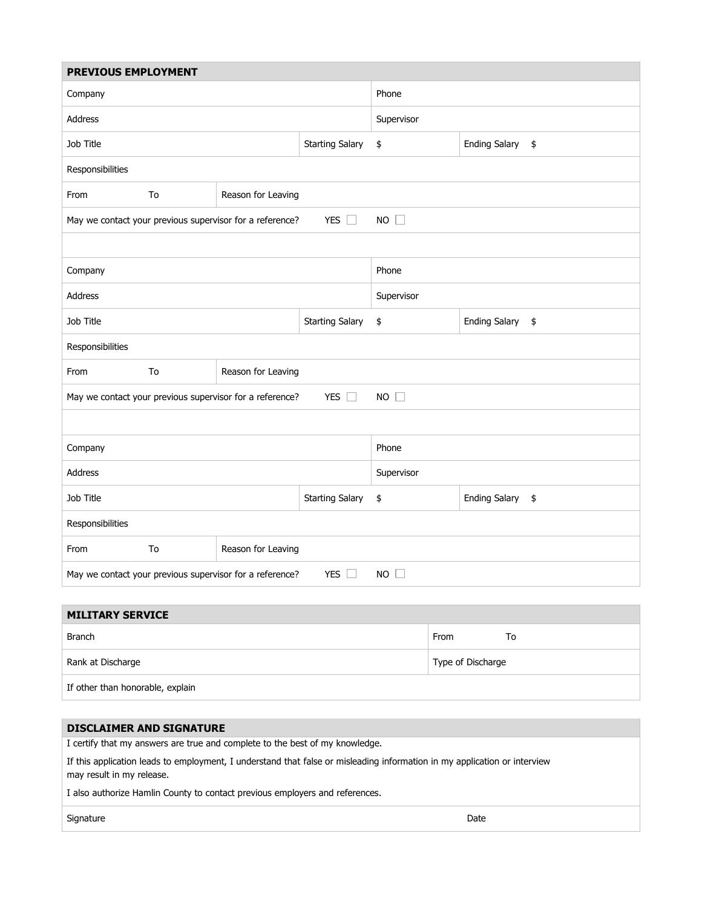## PREVIOUS EMPLOYMENT

| | | | |
|---|---|---|---|
| Company | | Phone | |
| Address | | Supervisor | |
| Job Title | Starting Salary | $ | Ending Salary $ |
| Responsibilities | | | |
| From To | Reason for Leaving | | |
| May we contact your previous supervisor for a reference? | YES ☐ | NO ☐ | |

| | | | |
|---|---|---|---|
| Company | | Phone | |
| Address | | Supervisor | |
| Job Title | Starting Salary | $ | Ending Salary $ |
| Responsibilities | | | |
| From To | Reason for Leaving | | |
| May we contact your previous supervisor for a reference? | YES ☐ | NO ☐ | |

| | | | |
|---|---|---|---|
| Company | | Phone | |
| Address | | Supervisor | |
| Job Title | Starting Salary | $ | Ending Salary $ |
| Responsibilities | | | |
| From To | Reason for Leaving | | |
| May we contact your previous supervisor for a reference? | YES ☐ | NO ☐ | |

## MILITARY SERVICE

| | |
|---|---|
| Branch | From To |
| Rank at Discharge | Type of Discharge |
| If other than honorable, explain | |

## DISCLAIMER AND SIGNATURE

I certify that my answers are true and complete to the best of my knowledge.

If this application leads to employment, I understand that false or misleading information in my application or interview may result in my release.

I also authorize Hamlin County to contact previous employers and references.

| | |
|---|---|
| Signature | Date |